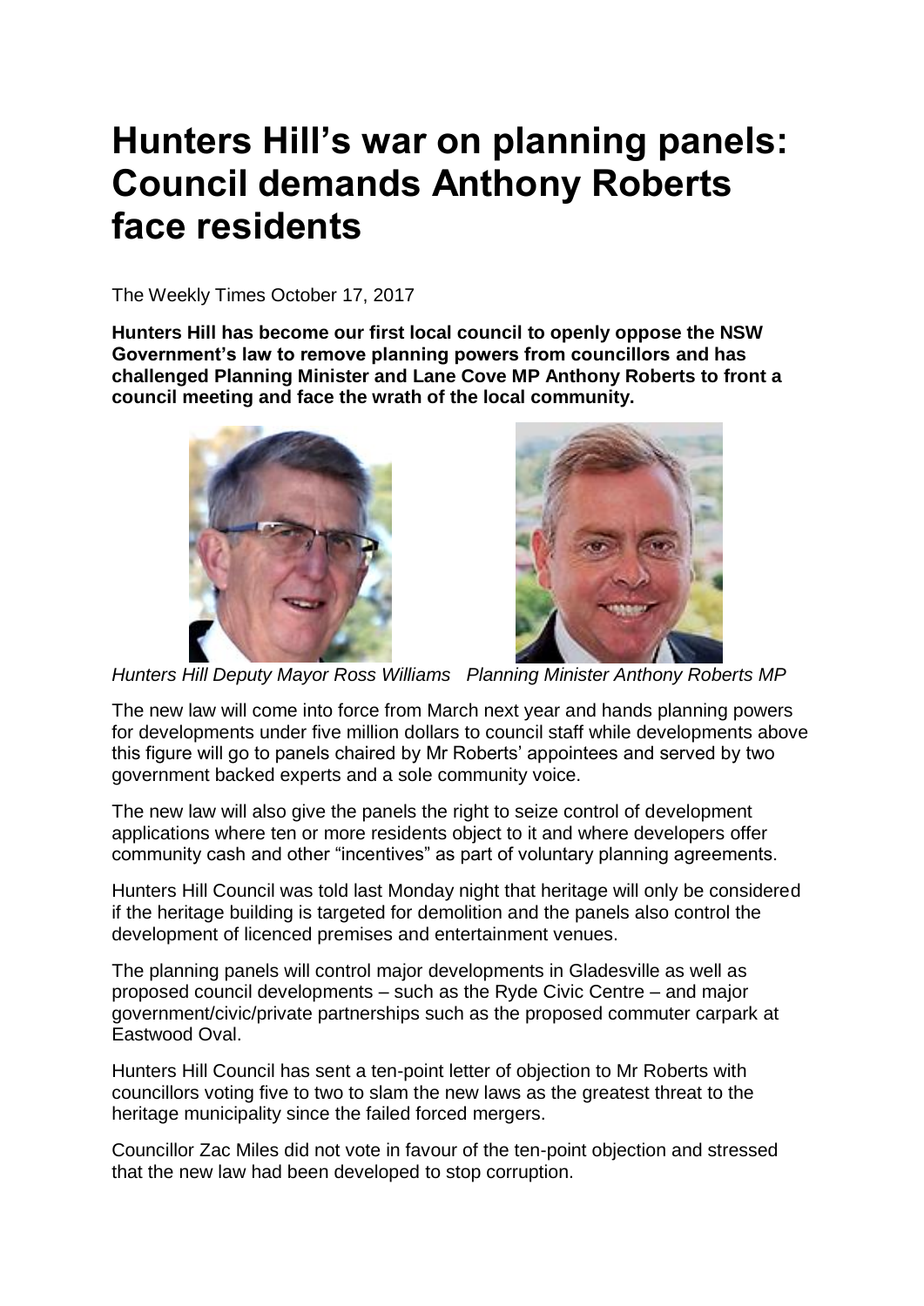# Hunters Hill's war on planning panels: Council demands Anthony Roberts face residents

The Weekly Times October 17, 2017

**Hunters Hill has become our first local council to openly oppose the NSW Government's law to remove planning powers from councillors and has challenged Planning Minister and Lane Cove MP Anthony Roberts to front a council meeting and face the wrath of the local community.**

*Hunters Hill Deputy Mayor Ross Williams* *Planning Minister Anthony Roberts MP*

The new law will come into force from March next year and hands planning powers for developments under five million dollars to council staff while developments above this figure will go to panels chaired by Mr Roberts' appointees and served by two government backed experts and a sole community voice.

The new law will also give the panels the right to seize control of development applications where ten or more residents object to it and where developers offer community cash and other "incentives" as part of voluntary planning agreements.

Hunters Hill Council was told last Monday night that heritage will only be considered if the heritage building is targeted for demolition and the panels also control the development of licenced premises and entertainment venues.

The planning panels will control major developments in Gladesville as well as proposed council developments – such as the Ryde Civic Centre – and major government/civic/private partnerships such as the proposed commuter carpark at Eastwood Oval.

Hunters Hill Council has sent a ten-point letter of objection to Mr Roberts with councillors voting five to two to slam the new laws as the greatest threat to the heritage municipality since the failed forced mergers.

Councillor Zac Miles did not vote in favour of the ten-point objection and stressed that the new law had been developed to stop corruption.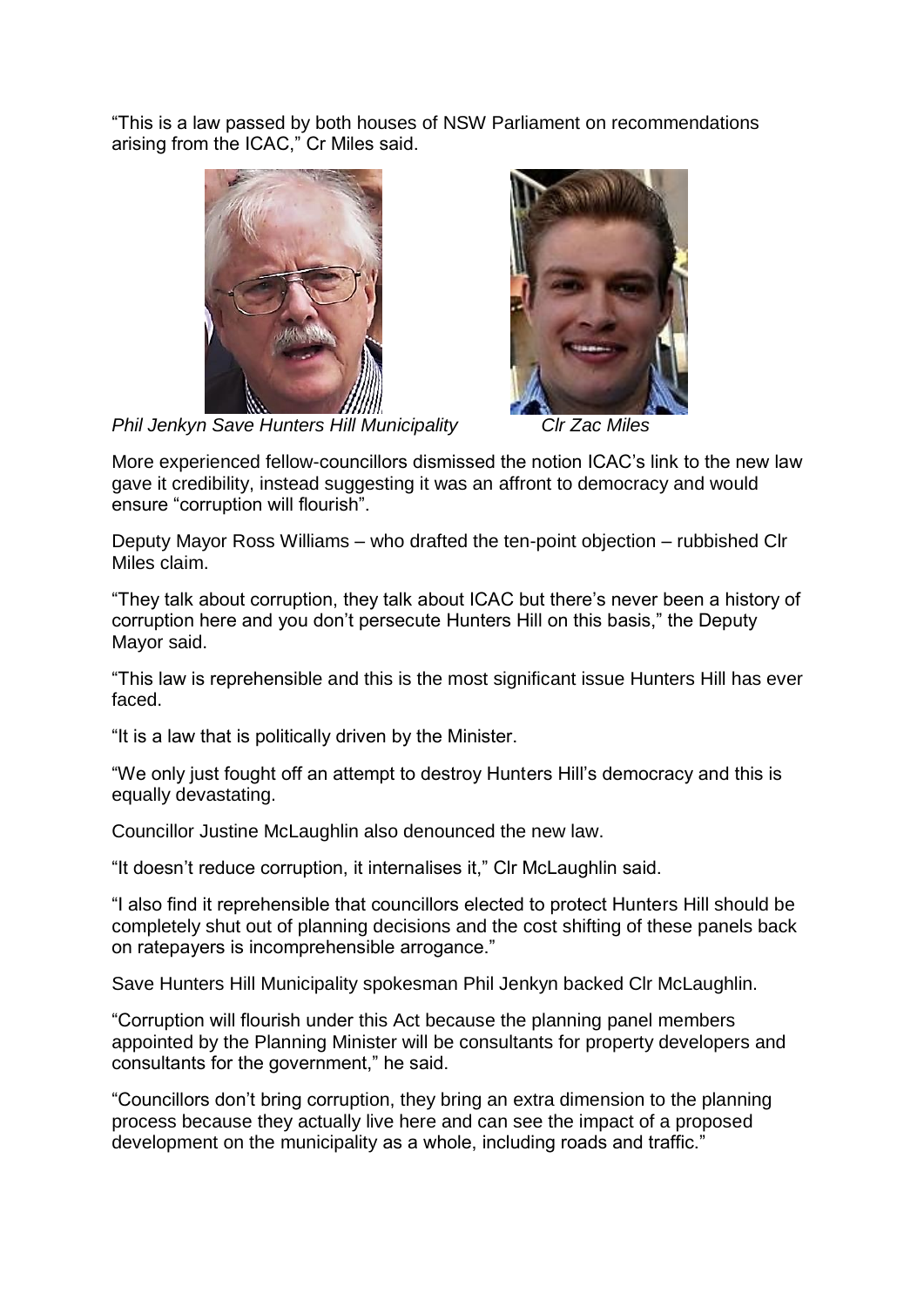"This is a law passed by both houses of NSW Parliament on recommendations arising from the ICAC," Cr Miles said.

*Phil Jenkyn Save Hunters Hill Municipality* *Clr Zac Miles*

More experienced fellow-councillors dismissed the notion ICAC's link to the new law gave it credibility, instead suggesting it was an affront to democracy and would ensure "corruption will flourish".

Deputy Mayor Ross Williams – who drafted the ten-point objection – rubbished Clr Miles claim.

"They talk about corruption, they talk about ICAC but there's never been a history of corruption here and you don't persecute Hunters Hill on this basis," the Deputy Mayor said.

"This law is reprehensible and this is the most significant issue Hunters Hill has ever faced.

"It is a law that is politically driven by the Minister.

"We only just fought off an attempt to destroy Hunters Hill's democracy and this is equally devastating.

Councillor Justine McLaughlin also denounced the new law.

"It doesn't reduce corruption, it internalises it," Clr McLaughlin said.

"I also find it reprehensible that councillors elected to protect Hunters Hill should be completely shut out of planning decisions and the cost shifting of these panels back on ratepayers is incomprehensible arrogance."

Save Hunters Hill Municipality spokesman Phil Jenkyn backed Clr McLaughlin.

"Corruption will flourish under this Act because the planning panel members appointed by the Planning Minister will be consultants for property developers and consultants for the government," he said.

"Councillors don't bring corruption, they bring an extra dimension to the planning process because they actually live here and can see the impact of a proposed development on the municipality as a whole, including roads and traffic."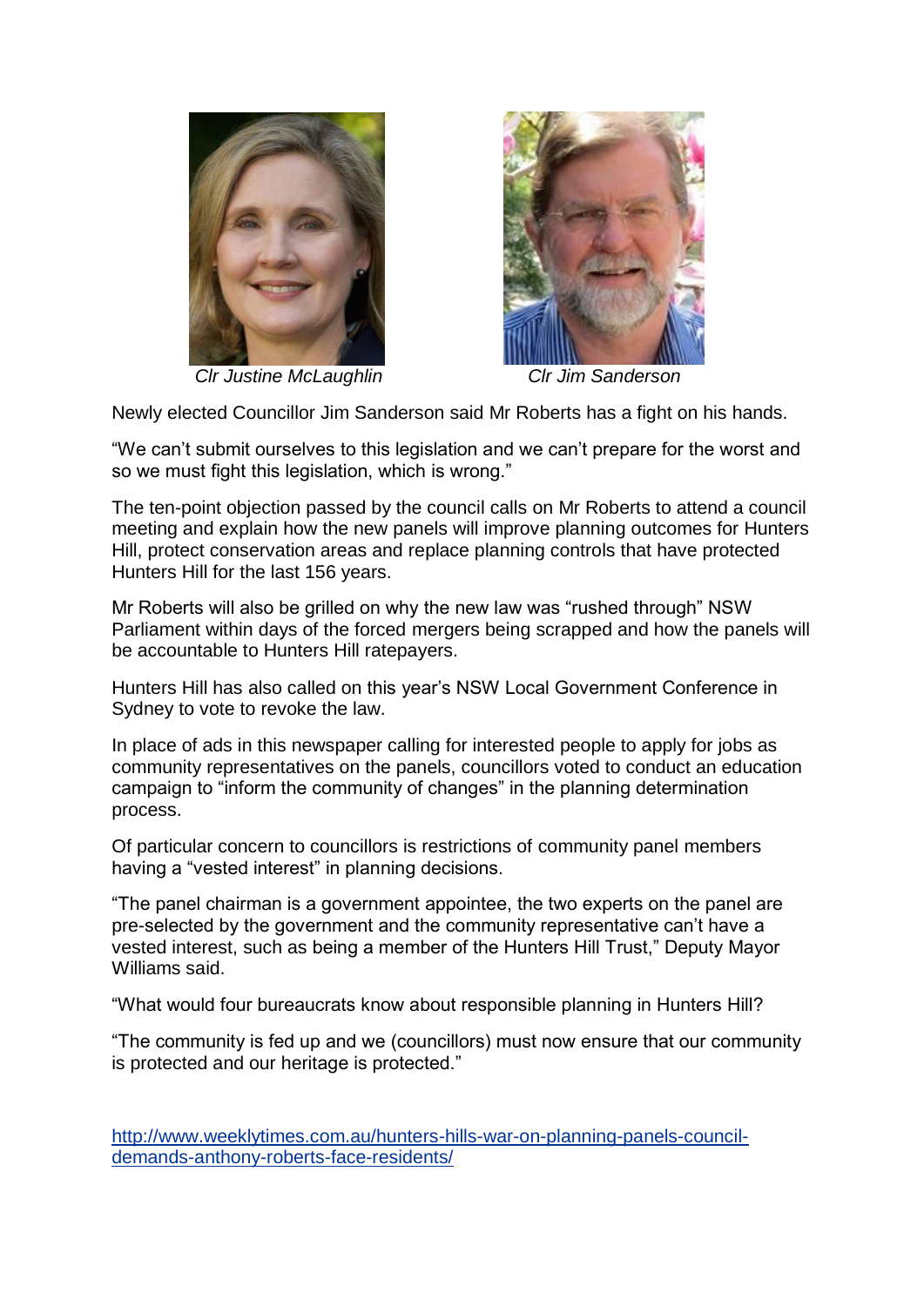*Clr Justine McLaughlin*

*Clr Jim Sanderson*

Newly elected Councillor Jim Sanderson said Mr Roberts has a fight on his hands.

"We can't submit ourselves to this legislation and we can't prepare for the worst and so we must fight this legislation, which is wrong."

The ten-point objection passed by the council calls on Mr Roberts to attend a council meeting and explain how the new panels will improve planning outcomes for Hunters Hill, protect conservation areas and replace planning controls that have protected Hunters Hill for the last 156 years.

Mr Roberts will also be grilled on why the new law was "rushed through" NSW Parliament within days of the forced mergers being scrapped and how the panels will be accountable to Hunters Hill ratepayers.

Hunters Hill has also called on this year's NSW Local Government Conference in Sydney to vote to revoke the law.

In place of ads in this newspaper calling for interested people to apply for jobs as community representatives on the panels, councillors voted to conduct an education campaign to "inform the community of changes" in the planning determination process.

Of particular concern to councillors is restrictions of community panel members having a "vested interest" in planning decisions.

"The panel chairman is a government appointee, the two experts on the panel are pre-selected by the government and the community representative can't have a vested interest, such as being a member of the Hunters Hill Trust," Deputy Mayor Williams said.

"What would four bureaucrats know about responsible planning in Hunters Hill?

"The community is fed up and we (councillors) must now ensure that our community is protected and our heritage is protected."

[http://www.weeklytimes.com.au/hunters-hills-war-on-planning-panels-council-demands-anthony-roberts-face-residents/](http://www.weeklytimes.com.au/hunters-hills-war-on-planning-panels-council-demands-anthony-roberts-face-residents/)